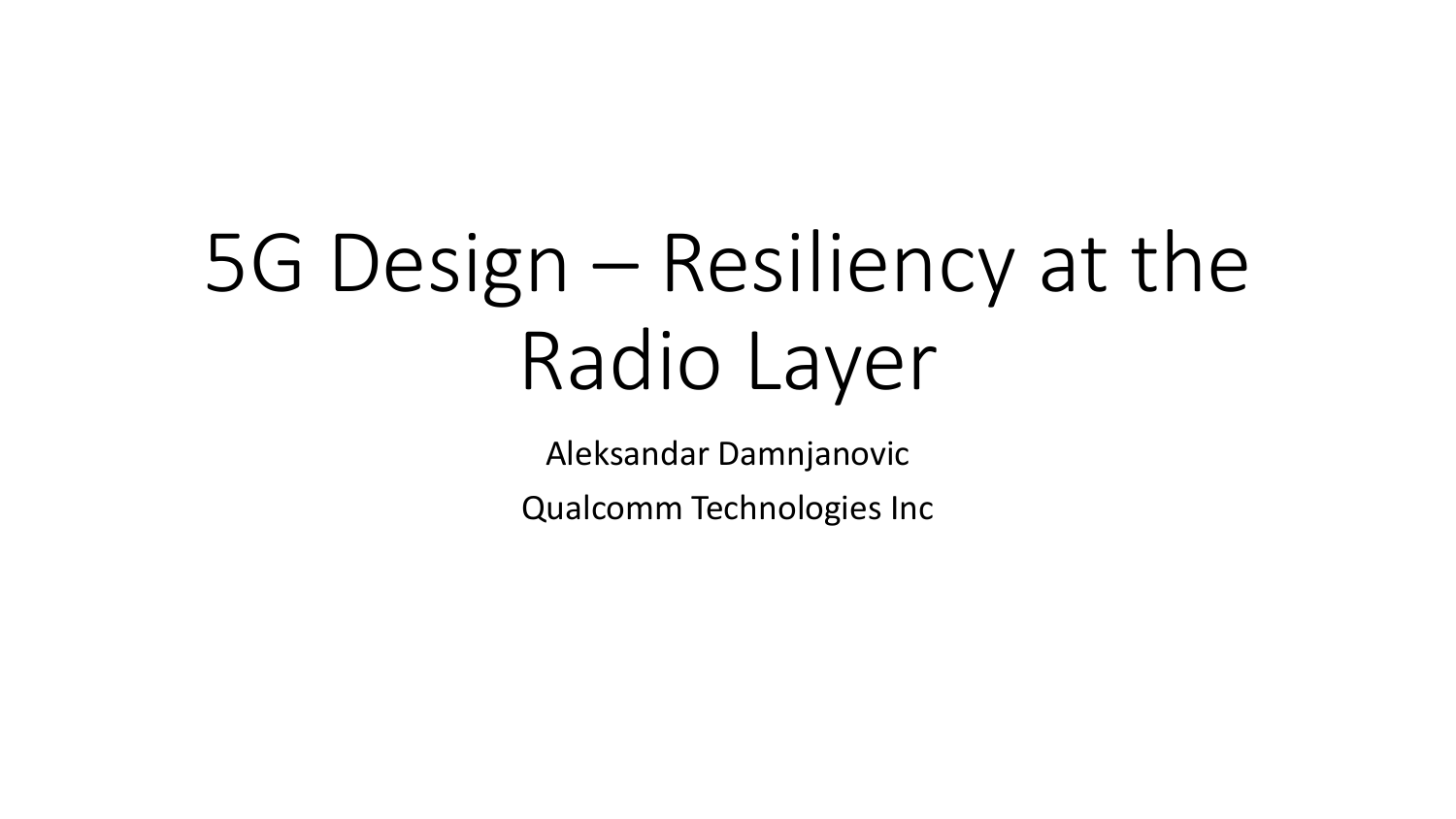# 5G Design – Resiliency at the Radio Layer

Aleksandar Damnjanovic

Qualcomm Technologies Inc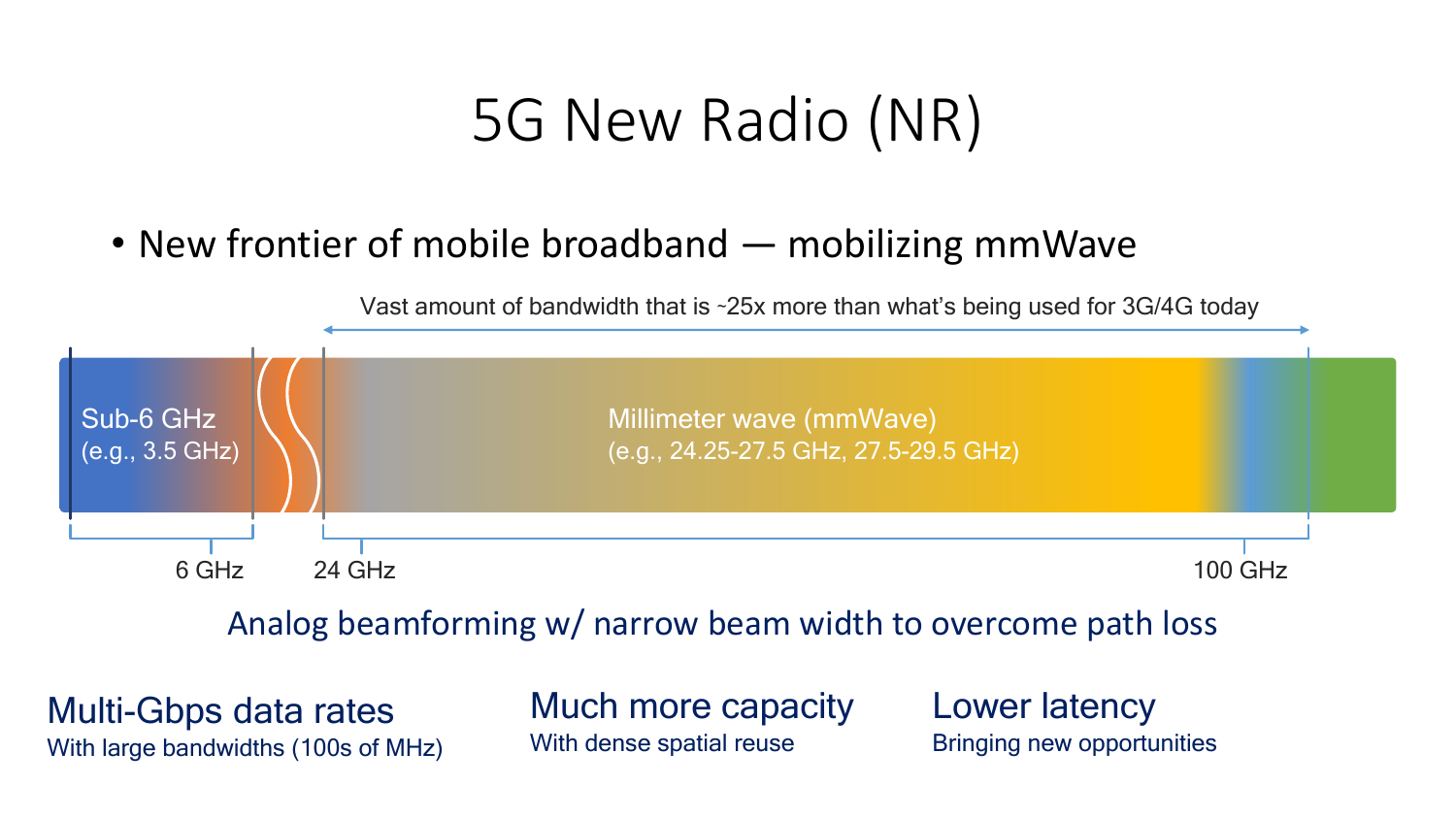# 5G New Radio (NR)

- New frontier of mobile broadband — mobilizing mmWave

Vast amount of bandwidth that is ~25x more than what's being used for 3G/4G today

Sub-6 GHz
(e.g., 3.5 GHz)

Millimeter wave (mmWave)
(e.g., 24.25-27.5 GHz, 27.5-29.5 GHz)

6 GHz | 24 GHz | 100 GHz

Analog beamforming w/ narrow beam width to overcome path loss

**Multi-Gbps data rates**
With large bandwidths (100s of MHz)

**Much more capacity**
With dense spatial reuse

**Lower latency**
Bringing new opportunities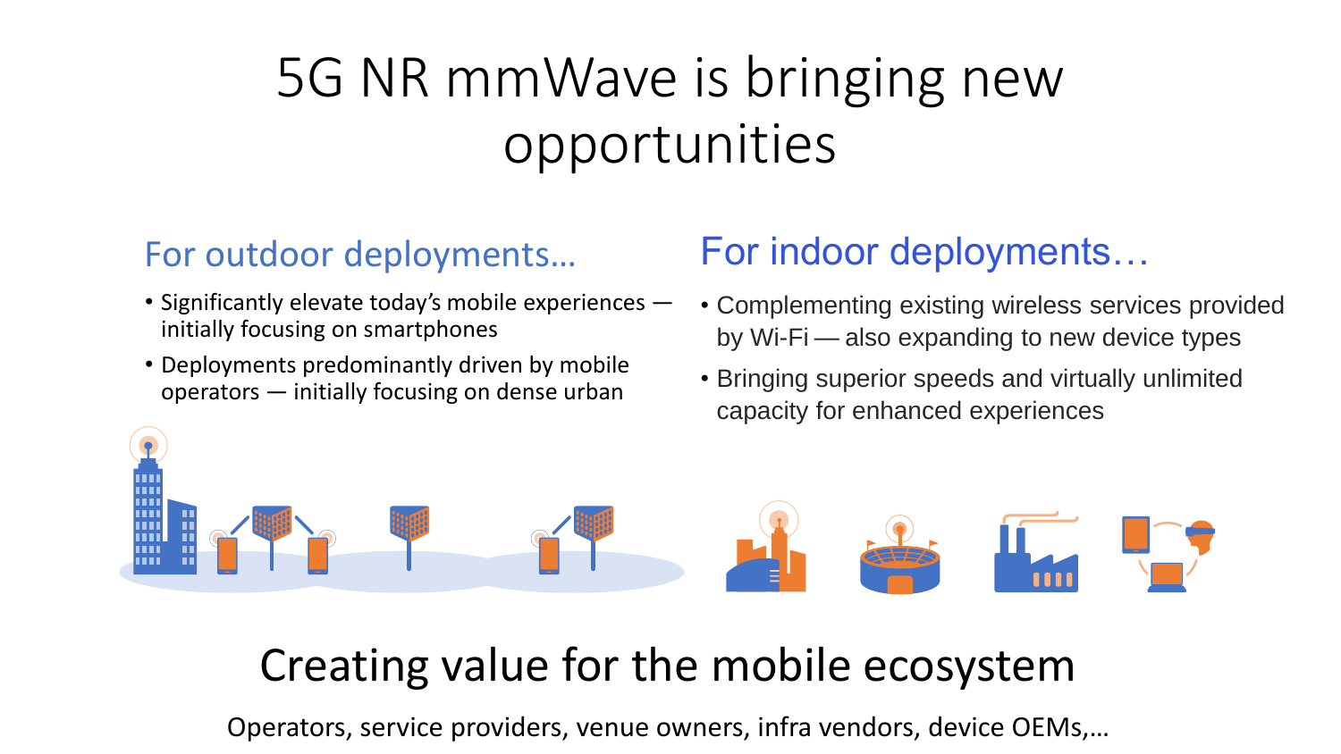# 5G NR mmWave is bringing new opportunities

## For outdoor deployments…

- Significantly elevate today's mobile experiences — initially focusing on smartphones
- Deployments predominantly driven by mobile operators — initially focusing on dense urban

## For indoor deployments…

- Complementing existing wireless services provided by Wi-Fi — also expanding to new device types
- Bringing superior speeds and virtually unlimited capacity for enhanced experiences

## Creating value for the mobile ecosystem

Operators, service providers, venue owners, infra vendors, device OEMs,…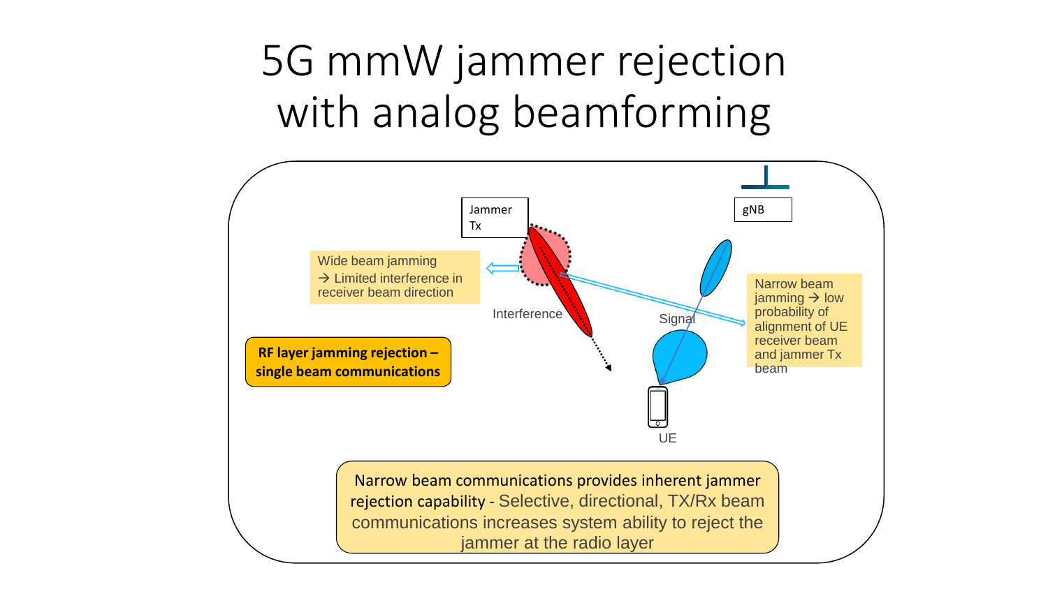# 5G mmW jammer rejection with analog beamforming

Jammer Tx

gNB

Wide beam jamming → Limited interference in receiver beam direction

Interference

Signal

Narrow beam jamming → low probability of alignment of UE receiver beam and jammer Tx beam

**RF layer jamming rejection – single beam communications**

UE

Narrow beam communications provides inherent jammer rejection capability - Selective, directional, TX/Rx beam communications increases system ability to reject the jammer at the radio layer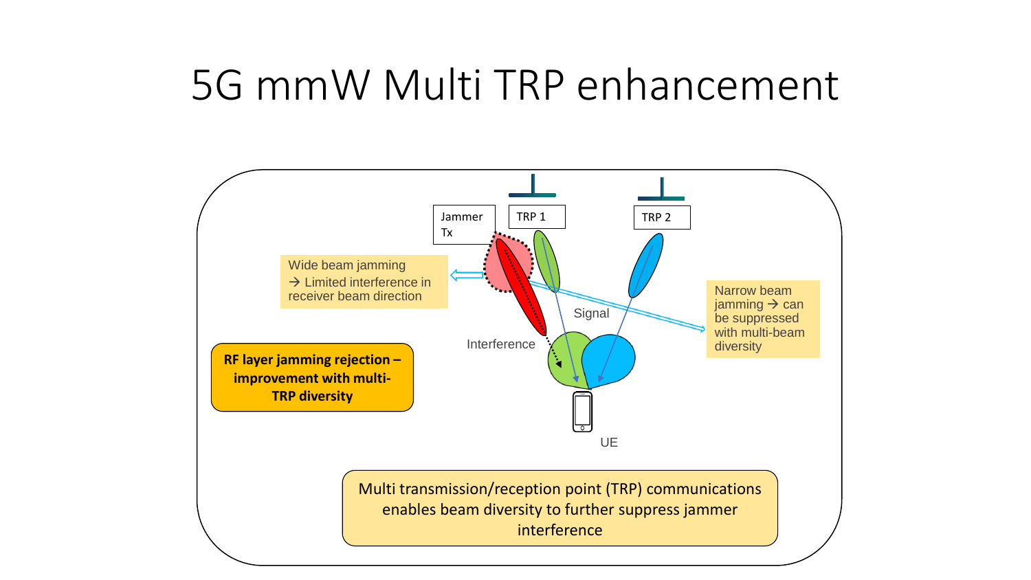# 5G mmW Multi TRP enhancement

Jammer Tx

TRP 1

TRP 2

Wide beam jamming → Limited interference in receiver beam direction

Narrow beam jamming → can be suppressed with multi-beam diversity

Signal

Interference

UE

**RF layer jamming rejection – improvement with multi-TRP diversity**

Multi transmission/reception point (TRP) communications enables beam diversity to further suppress jammer interference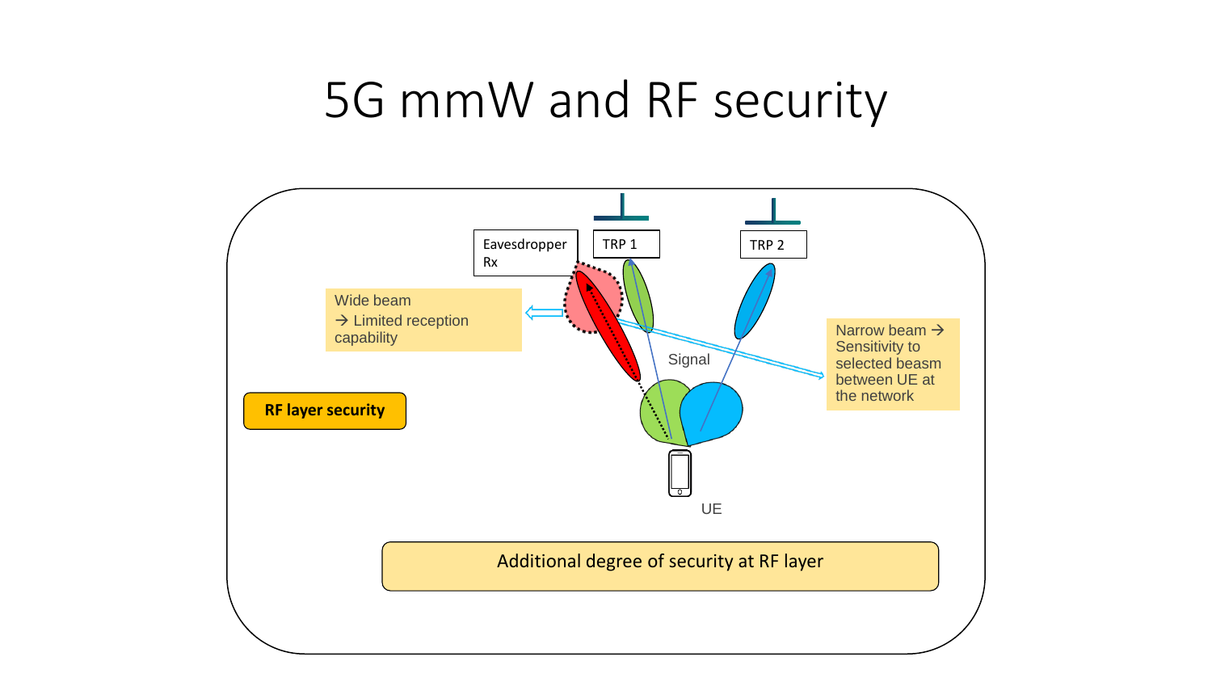# 5G mmW and RF security

Eavesdropper Rx

TRP 1

TRP 2

Wide beam
→ Limited reception capability

Signal

Narrow beam → Sensitivity to selected beasm between UE at the network

**RF layer security**

UE

Additional degree of security at RF layer